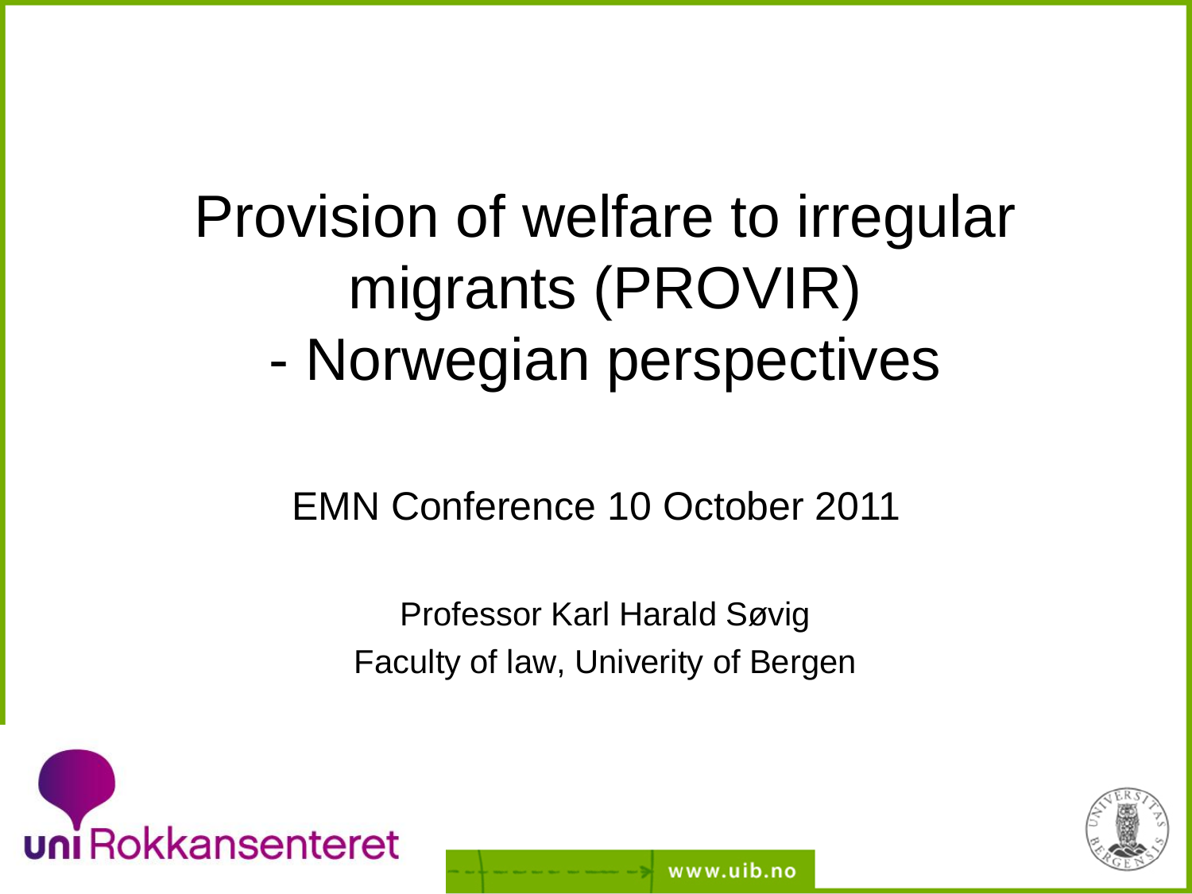# Provision of welfare to irregular migrants (PROVIR) - Norwegian perspectives

EMN Conference 10 October 2011

Professor Karl Harald Søvig
Faculty of law, Univerity of Bergen

uni Rokkansenteret

www.uib.no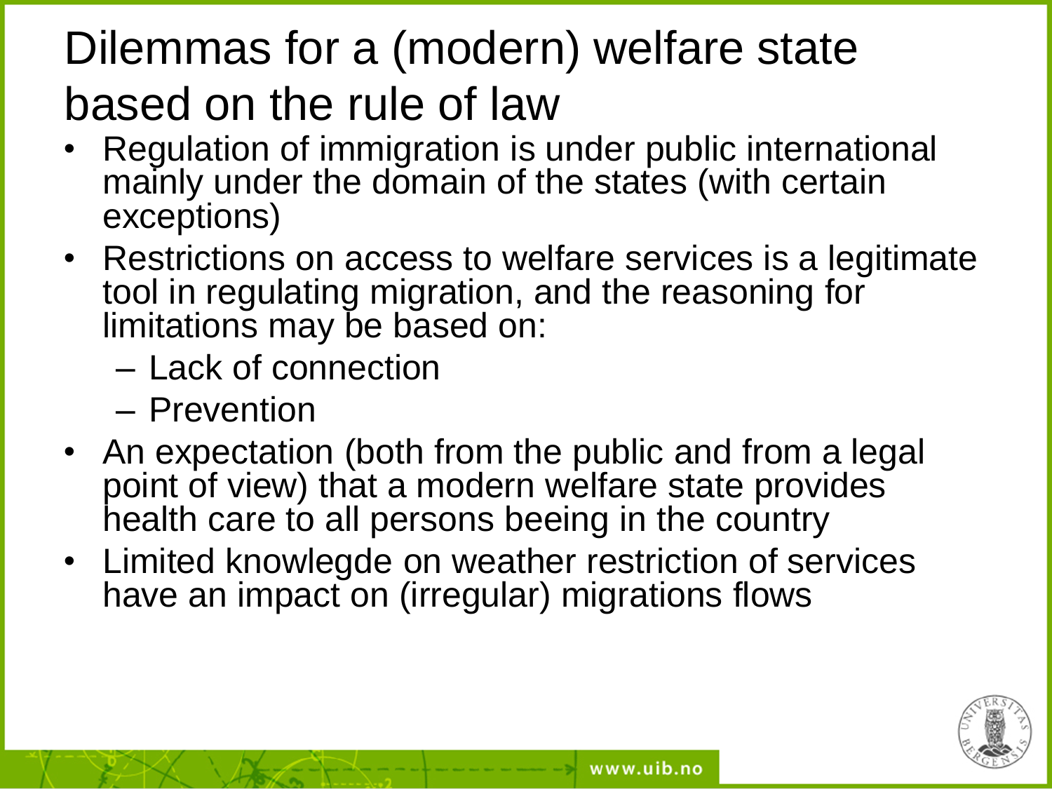# Dilemmas for a (modern) welfare state based on the rule of law

- Regulation of immigration is under public international mainly under the domain of the states (with certain exceptions)
- Restrictions on access to welfare services is a legitimate tool in regulating migration, and the reasoning for limitations may be based on:
  - Lack of connection
  - Prevention
- An expectation (both from the public and from a legal point of view) that a modern welfare state provides health care to all persons beeing in the country
- Limited knowlegde on weather restriction of services have an impact on (irregular) migrations flows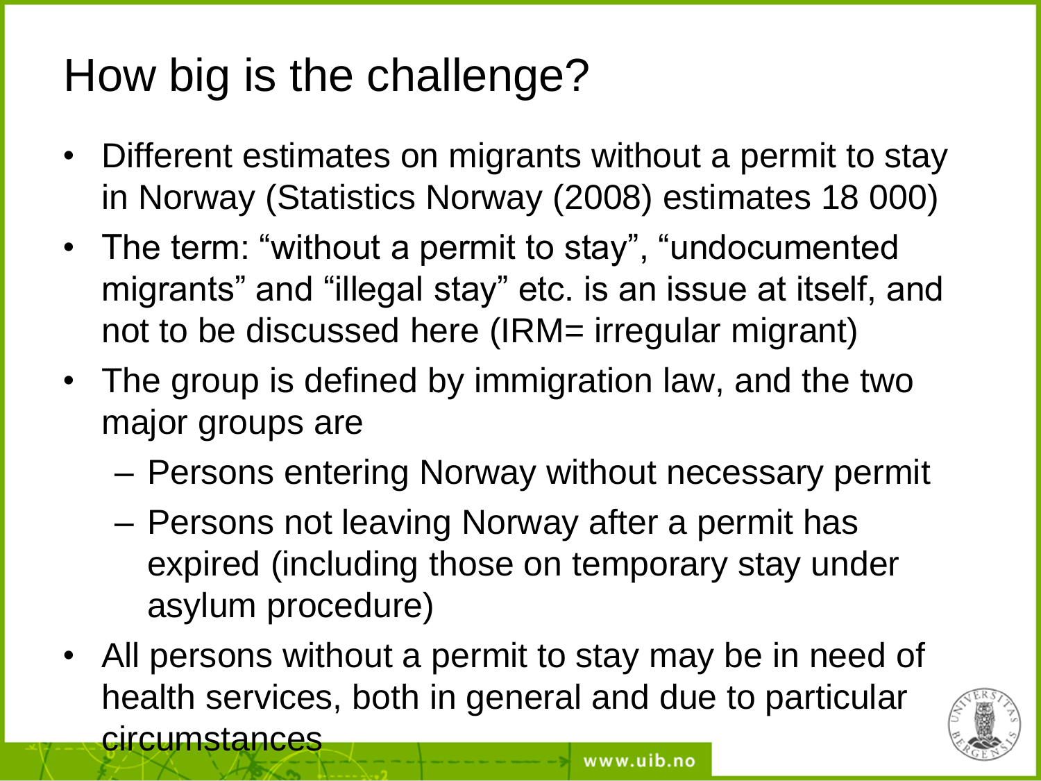# How big is the challenge?

- Different estimates on migrants without a permit to stay in Norway (Statistics Norway (2008) estimates 18 000)
- The term: “without a permit to stay”, “undocumented migrants” and “illegal stay” etc. is an issue at itself, and not to be discussed here (IRM= irregular migrant)
- The group is defined by immigration law, and the two major groups are
  - Persons entering Norway without necessary permit
  - Persons not leaving Norway after a permit has expired (including those on temporary stay under asylum procedure)
- All persons without a permit to stay may be in need of health services, both in general and due to particular circumstances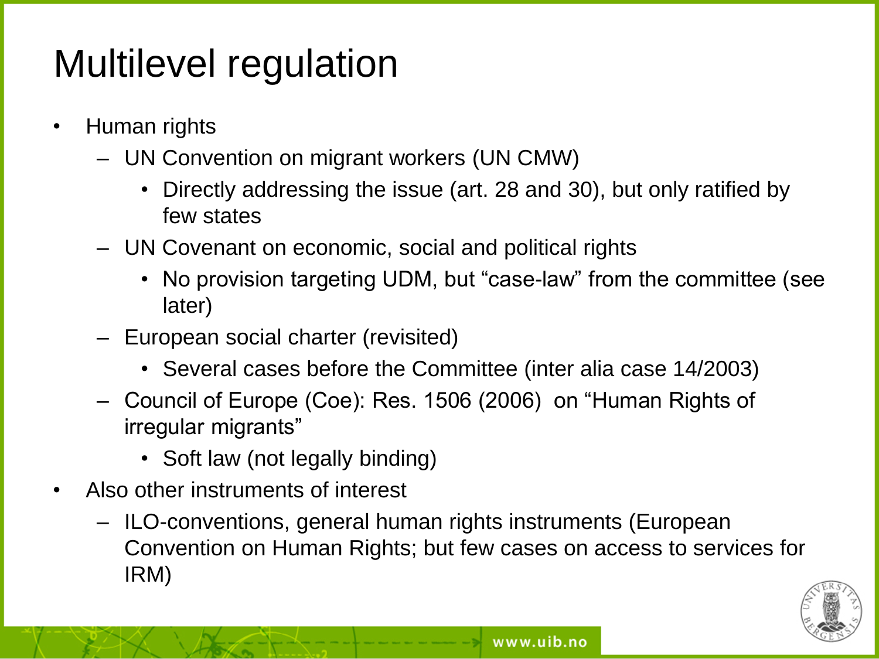# Multilevel regulation

- Human rights
  - UN Convention on migrant workers (UN CMW)
    - Directly addressing the issue (art. 28 and 30), but only ratified by few states
  - UN Covenant on economic, social and political rights
    - No provision targeting UDM, but “case-law” from the committee (see later)
  - European social charter (revisited)
    - Several cases before the Committee (inter alia case 14/2003)
  - Council of Europe (Coe): Res. 1506 (2006) on “Human Rights of irregular migrants”
    - Soft law (not legally binding)
- Also other instruments of interest
  - ILO-conventions, general human rights instruments (European Convention on Human Rights; but few cases on access to services for IRM)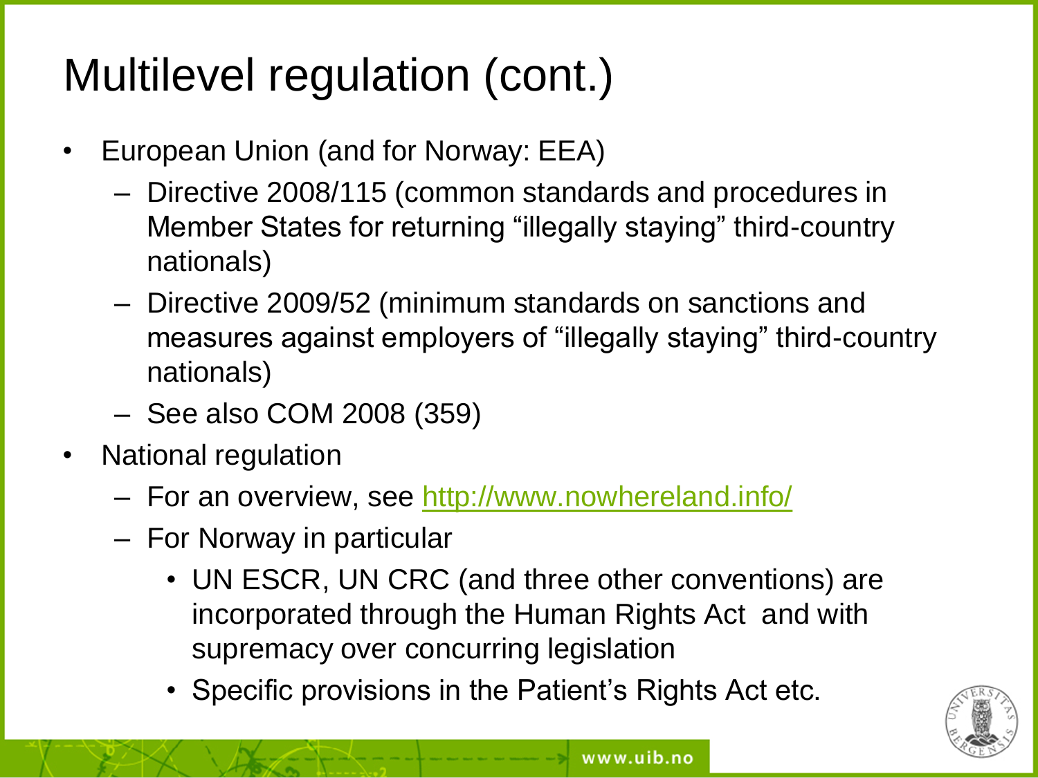# Multilevel regulation (cont.)

- European Union (and for Norway: EEA)
  - Directive 2008/115 (common standards and procedures in Member States for returning "illegally staying" third-country nationals)
  - Directive 2009/52 (minimum standards on sanctions and measures against employers of "illegally staying" third-country nationals)
  - See also COM 2008 (359)
- National regulation
  - For an overview, see [http://www.nowhereland.info/](http://www.nowhereland.info/)
  - For Norway in particular
    - UN ESCR, UN CRC (and three other conventions) are incorporated through the Human Rights Act and with supremacy over concurring legislation
    - Specific provisions in the Patient's Rights Act etc.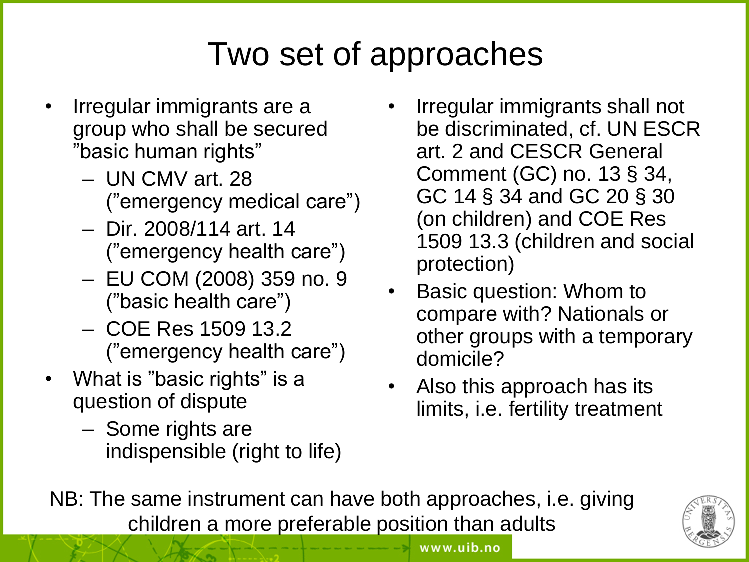# Two set of approaches

- Irregular immigrants are a group who shall be secured ”basic human rights”
  - UN CMV art. 28 (”emergency medical care”)
  - Dir. 2008/114 art. 14 (”emergency health care”)
  - EU COM (2008) 359 no. 9 (”basic health care”)
  - COE Res 1509 13.2 (”emergency health care”)
- What is ”basic rights” is a question of dispute
  - Some rights are indispensible (right to life)

- Irregular immigrants shall not be discriminated, cf. UN ESCR art. 2 and CESCR General Comment (GC) no. 13 § 34, GC 14 § 34 and GC 20 § 30 (on children) and COE Res 1509 13.3 (children and social protection)
- Basic question: Whom to compare with? Nationals or other groups with a temporary domicile?
- Also this approach has its limits, i.e. fertility treatment

NB: The same instrument can have both approaches, i.e. giving children a more preferable position than adults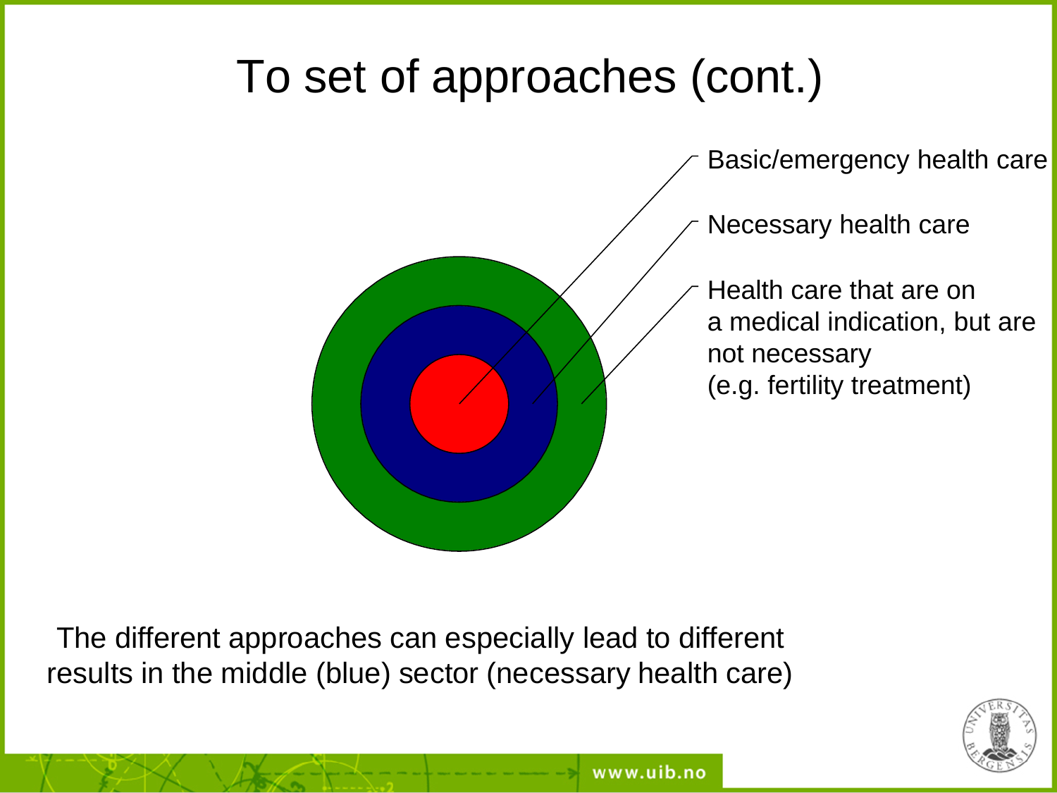# To set of approaches (cont.)

- Basic/emergency health care
- Necessary health care
- Health care that are on a medical indication, but are not necessary (e.g. fertility treatment)

The different approaches can especially lead to different results in the middle (blue) sector (necessary health care)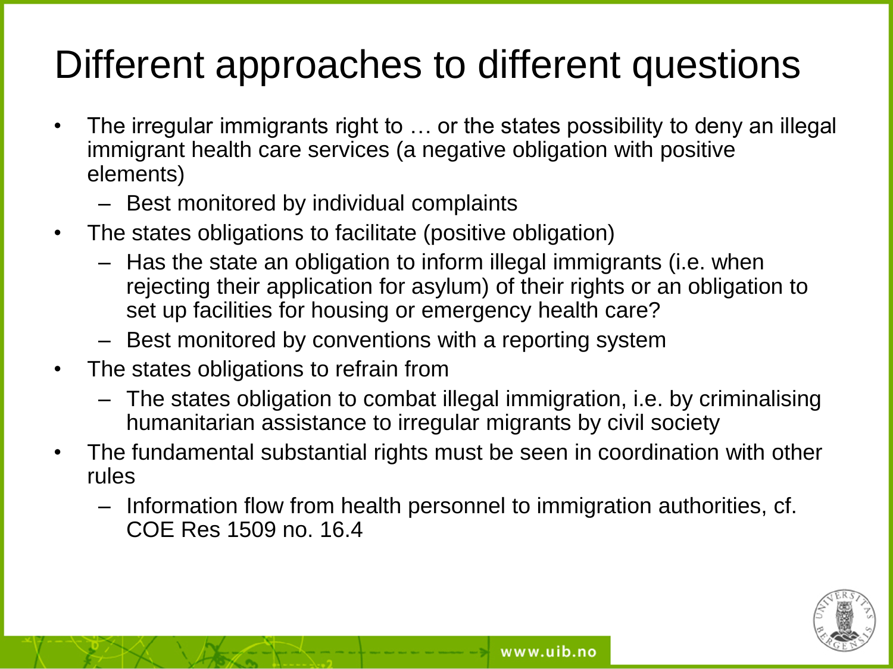# Different approaches to different questions

- The irregular immigrants right to … or the states possibility to deny an illegal immigrant health care services (a negative obligation with positive elements)
  - Best monitored by individual complaints
- The states obligations to facilitate (positive obligation)
  - Has the state an obligation to inform illegal immigrants (i.e. when rejecting their application for asylum) of their rights or an obligation to set up facilities for housing or emergency health care?
  - Best monitored by conventions with a reporting system
- The states obligations to refrain from
  - The states obligation to combat illegal immigration, i.e. by criminalising humanitarian assistance to irregular migrants by civil society
- The fundamental substantial rights must be seen in coordination with other rules
  - Information flow from health personnel to immigration authorities, cf. COE Res 1509 no. 16.4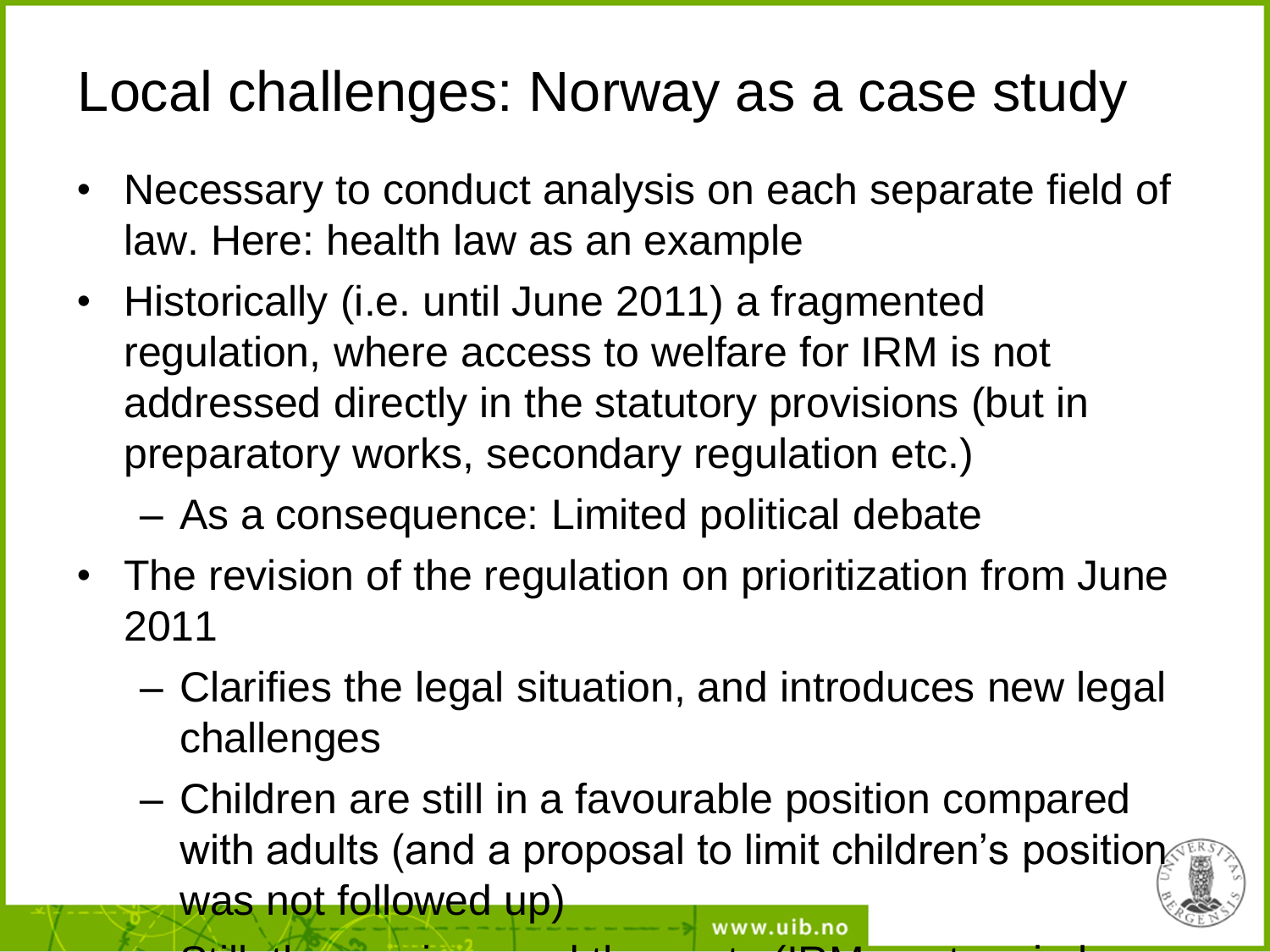# Local challenges: Norway as a case study

- Necessary to conduct analysis on each separate field of law. Here: health law as an example
- Historically (i.e. until June 2011) a fragmented regulation, where access to welfare for IRM is not addressed directly in the statutory provisions (but in preparatory works, secondary regulation etc.)
  - As a consequence: Limited political debate
- The revision of the regulation on prioritization from June 2011
  - Clarifies the legal situation, and introduces new legal challenges
  - Children are still in a favourable position compared with adults (and a proposal to limit children's position was not followed up)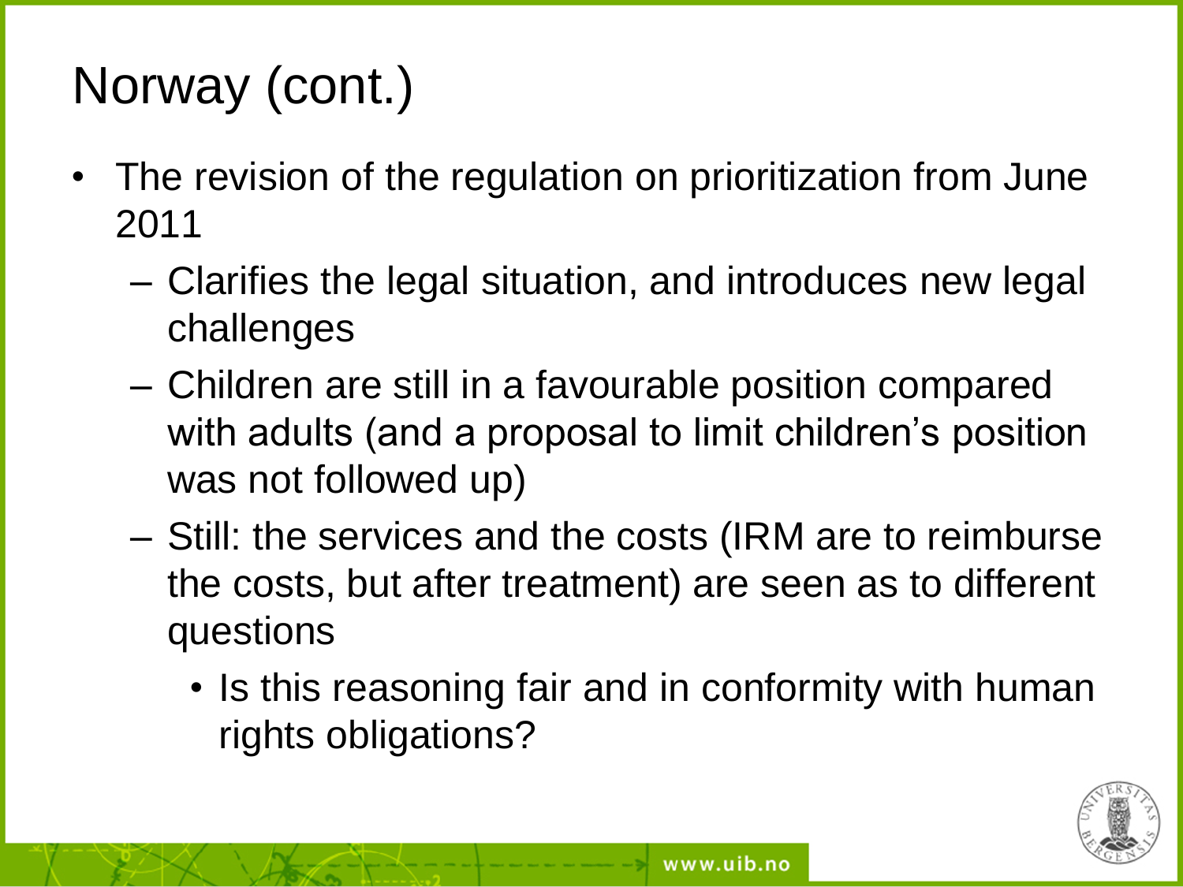# Norway (cont.)

- The revision of the regulation on prioritization from June 2011
  - Clarifies the legal situation, and introduces new legal challenges
  - Children are still in a favourable position compared with adults (and a proposal to limit children's position was not followed up)
  - Still: the services and the costs (IRM are to reimburse the costs, but after treatment) are seen as to different questions
    - Is this reasoning fair and in conformity with human rights obligations?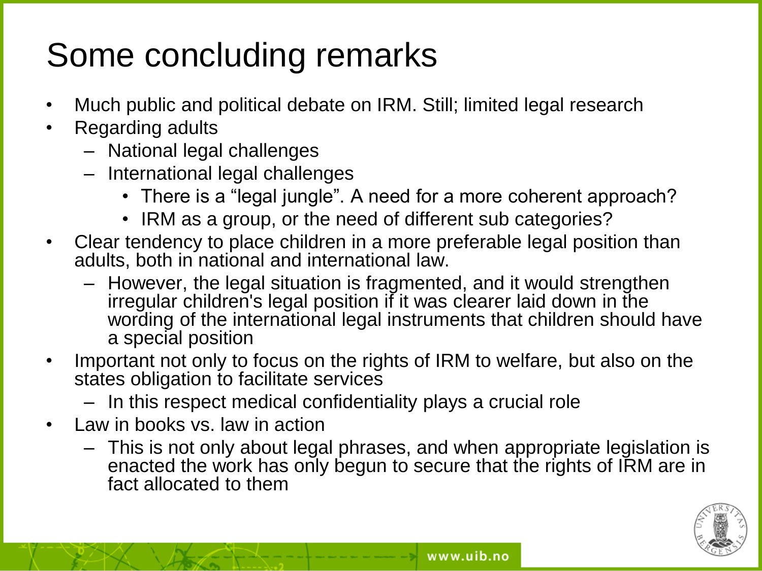# Some concluding remarks

- Much public and political debate on IRM. Still; limited legal research
- Regarding adults
  - National legal challenges
  - International legal challenges
    - There is a "legal jungle". A need for a more coherent approach?
    - IRM as a group, or the need of different sub categories?
- Clear tendency to place children in a more preferable legal position than adults, both in national and international law.
  - However, the legal situation is fragmented, and it would strengthen irregular children's legal position if it was clearer laid down in the wording of the international legal instruments that children should have a special position
- Important not only to focus on the rights of IRM to welfare, but also on the states obligation to facilitate services
  - In this respect medical confidentiality plays a crucial role
- Law in books vs. law in action
  - This is not only about legal phrases, and when appropriate legislation is enacted the work has only begun to secure that the rights of IRM are in fact allocated to them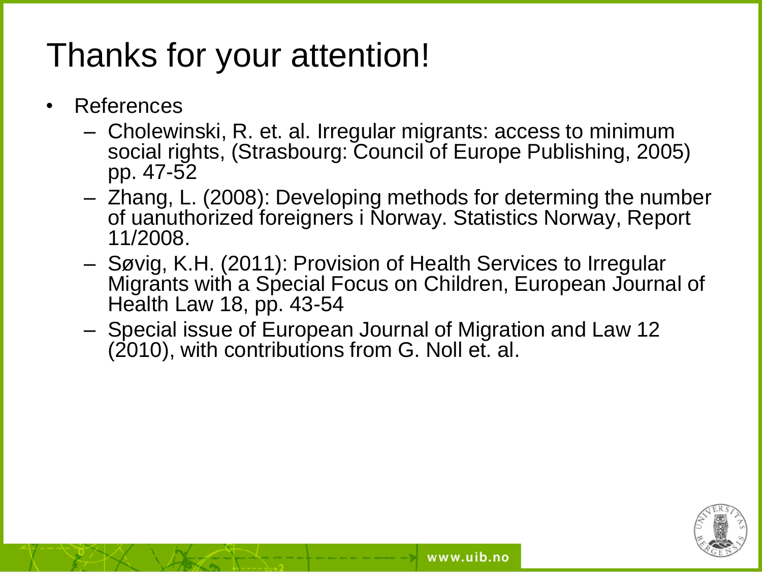# Thanks for your attention!

- References
  - Cholewinski, R. et. al. Irregular migrants: access to minimum social rights, (Strasbourg: Council of Europe Publishing, 2005) pp. 47-52
  - Zhang, L. (2008): Developing methods for determing the number of uanuthorized foreigners i Norway. Statistics Norway, Report 11/2008.
  - Søvig, K.H. (2011): Provision of Health Services to Irregular Migrants with a Special Focus on Children, European Journal of Health Law 18, pp. 43-54
  - Special issue of European Journal of Migration and Law 12 (2010), with contributions from G. Noll et. al.